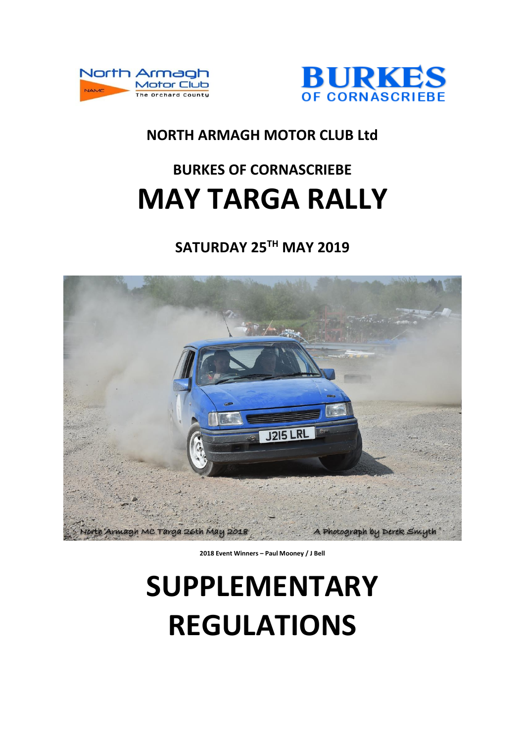**NORTH ARMAGH MOTOR CLUB Ltd**

**BURKES OF CORNASCRIEBE**

# MAY TARGA RALLY

**SATURDAY 25TH MAY 2019**

2018 Event Winners – Paul Mooney / J Bell

# SUPPLEMENTARY REGULATIONS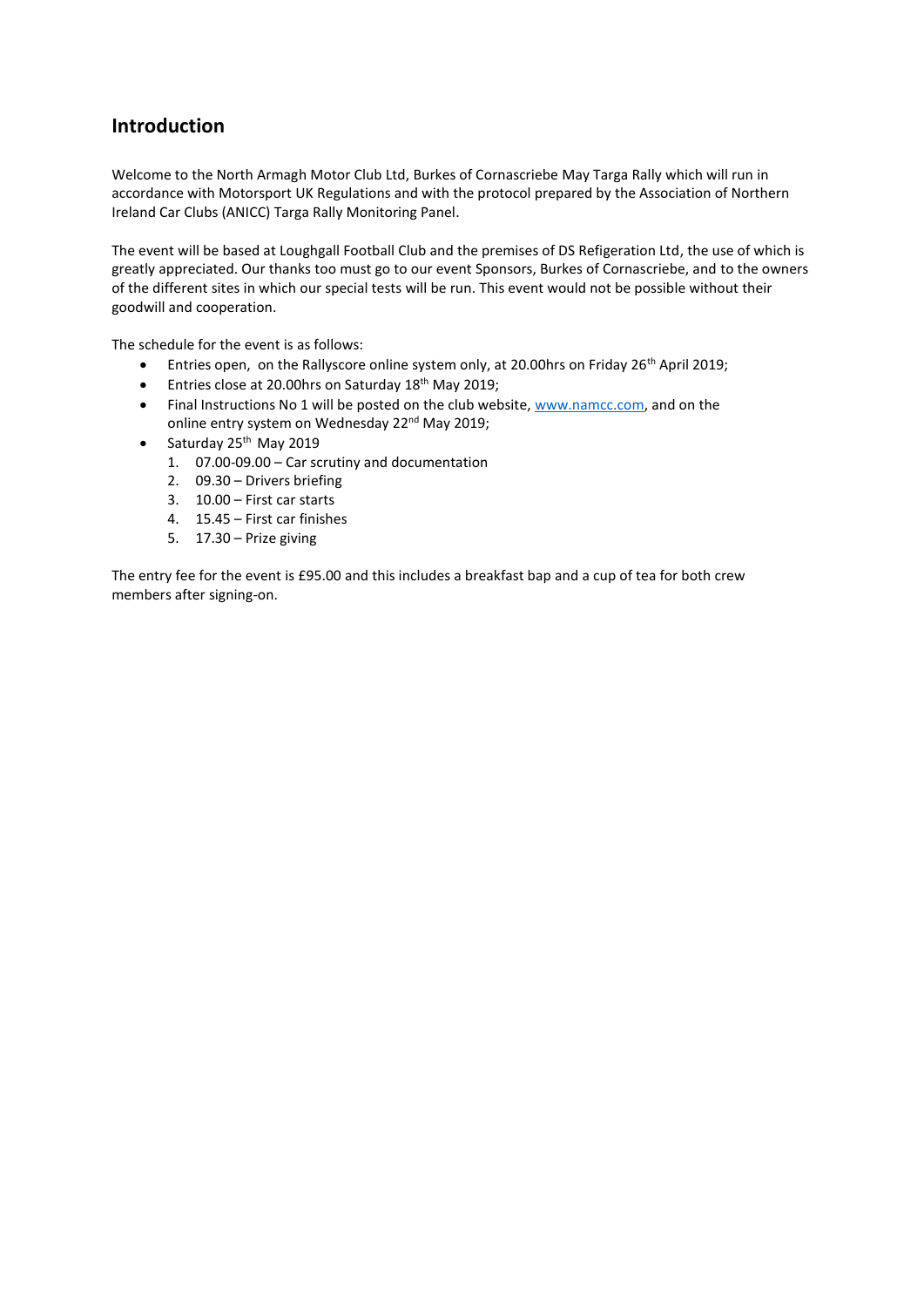## Introduction

Welcome to the North Armagh Motor Club Ltd, Burkes of Cornascriebe May Targa Rally which will run in accordance with Motorsport UK Regulations and with the protocol prepared by the Association of Northern Ireland Car Clubs (ANICC) Targa Rally Monitoring Panel.

The event will be based at Loughgall Football Club and the premises of DS Refigeration Ltd, the use of which is greatly appreciated. Our thanks too must go to our event Sponsors, Burkes of Cornascriebe, and to the owners of the different sites in which our special tests will be run. This event would not be possible without their goodwill and cooperation.

The schedule for the event is as follows:

- Entries open, on the Rallyscore online system only, at 20.00hrs on Friday 26th April 2019;
- Entries close at 20.00hrs on Saturday 18th May 2019;
- Final Instructions No 1 will be posted on the club website, [www.namcc.com](http://www.namcc.com), and on the online entry system on Wednesday 22nd May 2019;
- Saturday 25th May 2019
  1. 07.00-09.00 – Car scrutiny and documentation
  2. 09.30 – Drivers briefing
  3. 10.00 – First car starts
  4. 15.45 – First car finishes
  5. 17.30 – Prize giving

The entry fee for the event is £95.00 and this includes a breakfast bap and a cup of tea for both crew members after signing-on.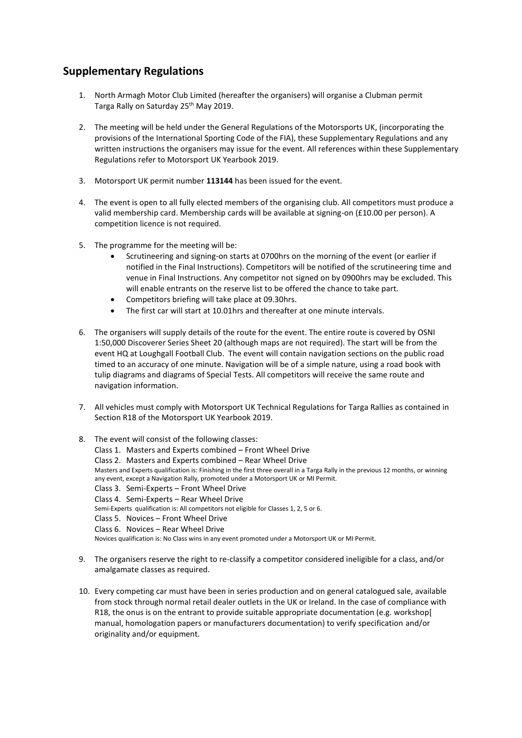## Supplementary Regulations

1. North Armagh Motor Club Limited (hereafter the organisers) will organise a Clubman permit Targa Rally on Saturday 25th May 2019.

2. The meeting will be held under the General Regulations of the Motorsports UK, (incorporating the provisions of the International Sporting Code of the FIA), these Supplementary Regulations and any written instructions the organisers may issue for the event. All references within these Supplementary Regulations refer to Motorsport UK Yearbook 2019.

3. Motorsport UK permit number **113144** has been issued for the event.

4. The event is open to all fully elected members of the organising club. All competitors must produce a valid membership card. Membership cards will be available at signing-on (£10.00 per person). A competition licence is not required.

5. The programme for the meeting will be:
   - Scrutineering and signing-on starts at 0700hrs on the morning of the event (or earlier if notified in the Final Instructions). Competitors will be notified of the scrutineering time and venue in Final Instructions. Any competitor not signed on by 0900hrs may be excluded. This will enable entrants on the reserve list to be offered the chance to take part.
   - Competitors briefing will take place at 09.30hrs.
   - The first car will start at 10.01hrs and thereafter at one minute intervals.

6. The organisers will supply details of the route for the event. The entire route is covered by OSNI 1:50,000 Discoverer Series Sheet 20 (although maps are not required). The start will be from the event HQ at Loughgall Football Club. The event will contain navigation sections on the public road timed to an accuracy of one minute. Navigation will be of a simple nature, using a road book with tulip diagrams and diagrams of Special Tests. All competitors will receive the same route and navigation information.

7. All vehicles must comply with Motorsport UK Technical Regulations for Targa Rallies as contained in Section R18 of the Motorsport UK Yearbook 2019.

8. The event will consist of the following classes:
   Class 1. Masters and Experts combined – Front Wheel Drive
   Class 2. Masters and Experts combined – Rear Wheel Drive
   Masters and Experts qualification is: Finishing in the first three overall in a Targa Rally in the previous 12 months, or winning any event, except a Navigation Rally, promoted under a Motorsport UK or MI Permit.
   Class 3. Semi-Experts – Front Wheel Drive
   Class 4. Semi-Experts – Rear Wheel Drive
   Semi-Experts qualification is: All competitors not eligible for Classes 1, 2, 5 or 6.
   Class 5. Novices – Front Wheel Drive
   Class 6. Novices – Rear Wheel Drive
   Novices qualification is: No Class wins in any event promoted under a Motorsport UK or MI Permit.

9. The organisers reserve the right to re-classify a competitor considered ineligible for a class, and/or amalgamate classes as required.

10. Every competing car must have been in series production and on general catalogued sale, available from stock through normal retail dealer outlets in the UK or Ireland. In the case of compliance with R18, the onus is on the entrant to provide suitable appropriate documentation (e.g. workshop[ manual, homologation papers or manufacturers documentation) to verify specification and/or originality and/or equipment.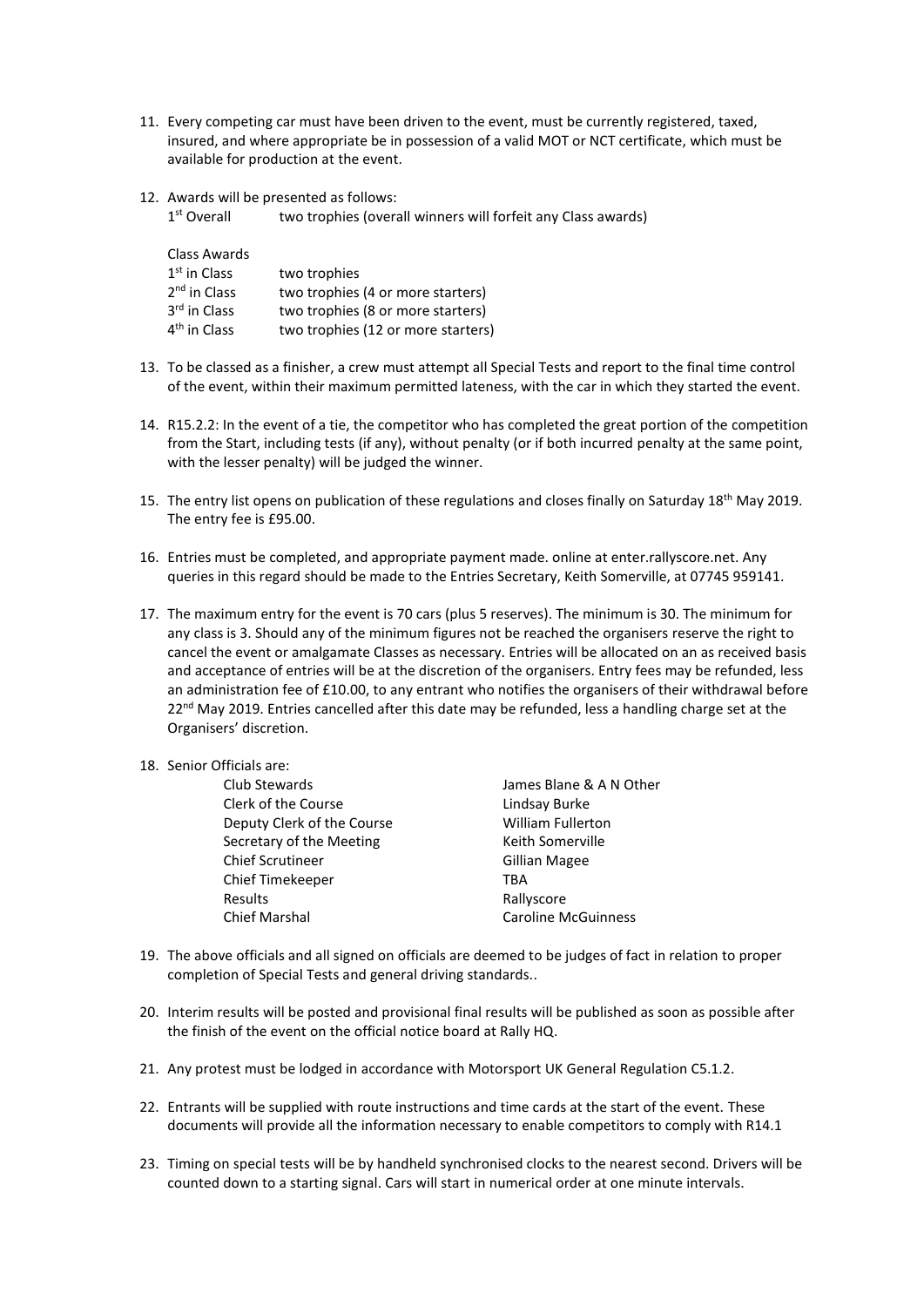11. Every competing car must have been driven to the event, must be currently registered, taxed, insured, and where appropriate be in possession of a valid MOT or NCT certificate, which must be available for production at the event.

12. Awards will be presented as follows:

| | |
|---|---|
| 1st Overall | two trophies (overall winners will forfeit any Class awards) |

| Class Awards | |
|---|---|
| 1st in Class | two trophies |
| 2nd in Class | two trophies (4 or more starters) |
| 3rd in Class | two trophies (8 or more starters) |
| 4th in Class | two trophies (12 or more starters) |

13. To be classed as a finisher, a crew must attempt all Special Tests and report to the final time control of the event, within their maximum permitted lateness, with the car in which they started the event.

14. R15.2.2: In the event of a tie, the competitor who has completed the great portion of the competition from the Start, including tests (if any), without penalty (or if both incurred penalty at the same point, with the lesser penalty) will be judged the winner.

15. The entry list opens on publication of these regulations and closes finally on Saturday 18th May 2019. The entry fee is £95.00.

16. Entries must be completed, and appropriate payment made. online at enter.rallyscore.net. Any queries in this regard should be made to the Entries Secretary, Keith Somerville, at 07745 959141.

17. The maximum entry for the event is 70 cars (plus 5 reserves). The minimum is 30. The minimum for any class is 3. Should any of the minimum figures not be reached the organisers reserve the right to cancel the event or amalgamate Classes as necessary. Entries will be allocated on an as received basis and acceptance of entries will be at the discretion of the organisers. Entry fees may be refunded, less an administration fee of £10.00, to any entrant who notifies the organisers of their withdrawal before 22nd May 2019. Entries cancelled after this date may be refunded, less a handling charge set at the Organisers' discretion.

18. Senior Officials are:

| | |
|---|---|
| Club Stewards | James Blane & A N Other |
| Clerk of the Course | Lindsay Burke |
| Deputy Clerk of the Course | William Fullerton |
| Secretary of the Meeting | Keith Somerville |
| Chief Scrutineer | Gillian Magee |
| Chief Timekeeper | TBA |
| Results | Rallyscore |
| Chief Marshal | Caroline McGuinness |

19. The above officials and all signed on officials are deemed to be judges of fact in relation to proper completion of Special Tests and general driving standards..

20. Interim results will be posted and provisional final results will be published as soon as possible after the finish of the event on the official notice board at Rally HQ.

21. Any protest must be lodged in accordance with Motorsport UK General Regulation C5.1.2.

22. Entrants will be supplied with route instructions and time cards at the start of the event. These documents will provide all the information necessary to enable competitors to comply with R14.1

23. Timing on special tests will be by handheld synchronised clocks to the nearest second. Drivers will be counted down to a starting signal. Cars will start in numerical order at one minute intervals.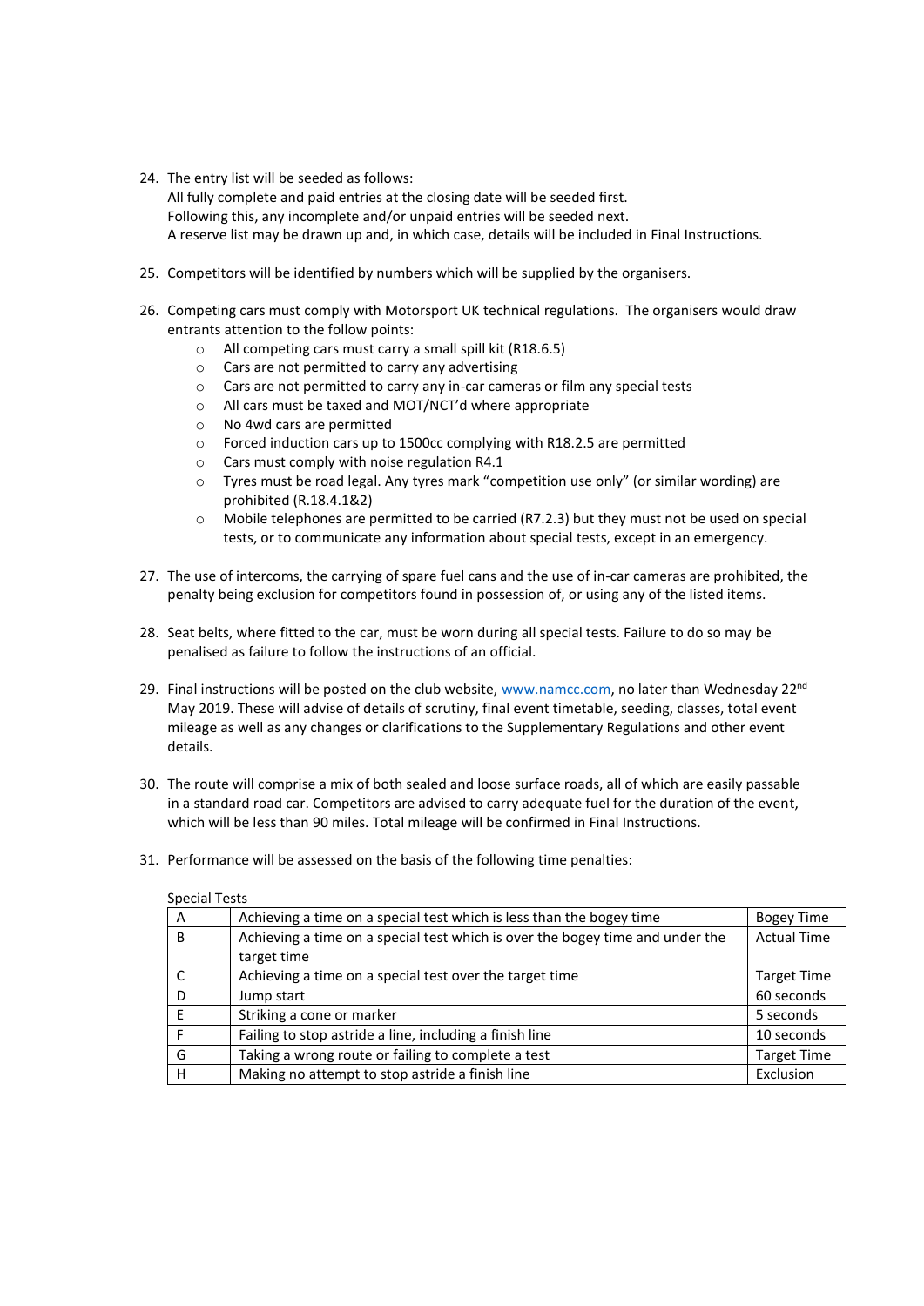24. The entry list will be seeded as follows:
    All fully complete and paid entries at the closing date will be seeded first.
    Following this, any incomplete and/or unpaid entries will be seeded next.
    A reserve list may be drawn up and, in which case, details will be included in Final Instructions.

25. Competitors will be identified by numbers which will be supplied by the organisers.

26. Competing cars must comply with Motorsport UK technical regulations. The organisers would draw entrants attention to the follow points:
    - All competing cars must carry a small spill kit (R18.6.5)
    - Cars are not permitted to carry any advertising
    - Cars are not permitted to carry any in-car cameras or film any special tests
    - All cars must be taxed and MOT/NCT'd where appropriate
    - No 4wd cars are permitted
    - Forced induction cars up to 1500cc complying with R18.2.5 are permitted
    - Cars must comply with noise regulation R4.1
    - Tyres must be road legal. Any tyres mark "competition use only" (or similar wording) are prohibited (R.18.4.1&2)
    - Mobile telephones are permitted to be carried (R7.2.3) but they must not be used on special tests, or to communicate any information about special tests, except in an emergency.

27. The use of intercoms, the carrying of spare fuel cans and the use of in-car cameras are prohibited, the penalty being exclusion for competitors found in possession of, or using any of the listed items.

28. Seat belts, where fitted to the car, must be worn during all special tests. Failure to do so may be penalised as failure to follow the instructions of an official.

29. Final instructions will be posted on the club website, www.namcc.com, no later than Wednesday 22nd May 2019. These will advise of details of scrutiny, final event timetable, seeding, classes, total event mileage as well as any changes or clarifications to the Supplementary Regulations and other event details.

30. The route will comprise a mix of both sealed and loose surface roads, all of which are easily passable in a standard road car. Competitors are advised to carry adequate fuel for the duration of the event, which will be less than 90 miles. Total mileage will be confirmed in Final Instructions.

31. Performance will be assessed on the basis of the following time penalties:

Special Tests

| | | |
|---|---|---|
| A | Achieving a time on a special test which is less than the bogey time | Bogey Time |
| B | Achieving a time on a special test which is over the bogey time and under the target time | Actual Time |
| C | Achieving a time on a special test over the target time | Target Time |
| D | Jump start | 60 seconds |
| E | Striking a cone or marker | 5 seconds |
| F | Failing to stop astride a line, including a finish line | 10 seconds |
| G | Taking a wrong route or failing to complete a test | Target Time |
| H | Making no attempt to stop astride a finish line | Exclusion |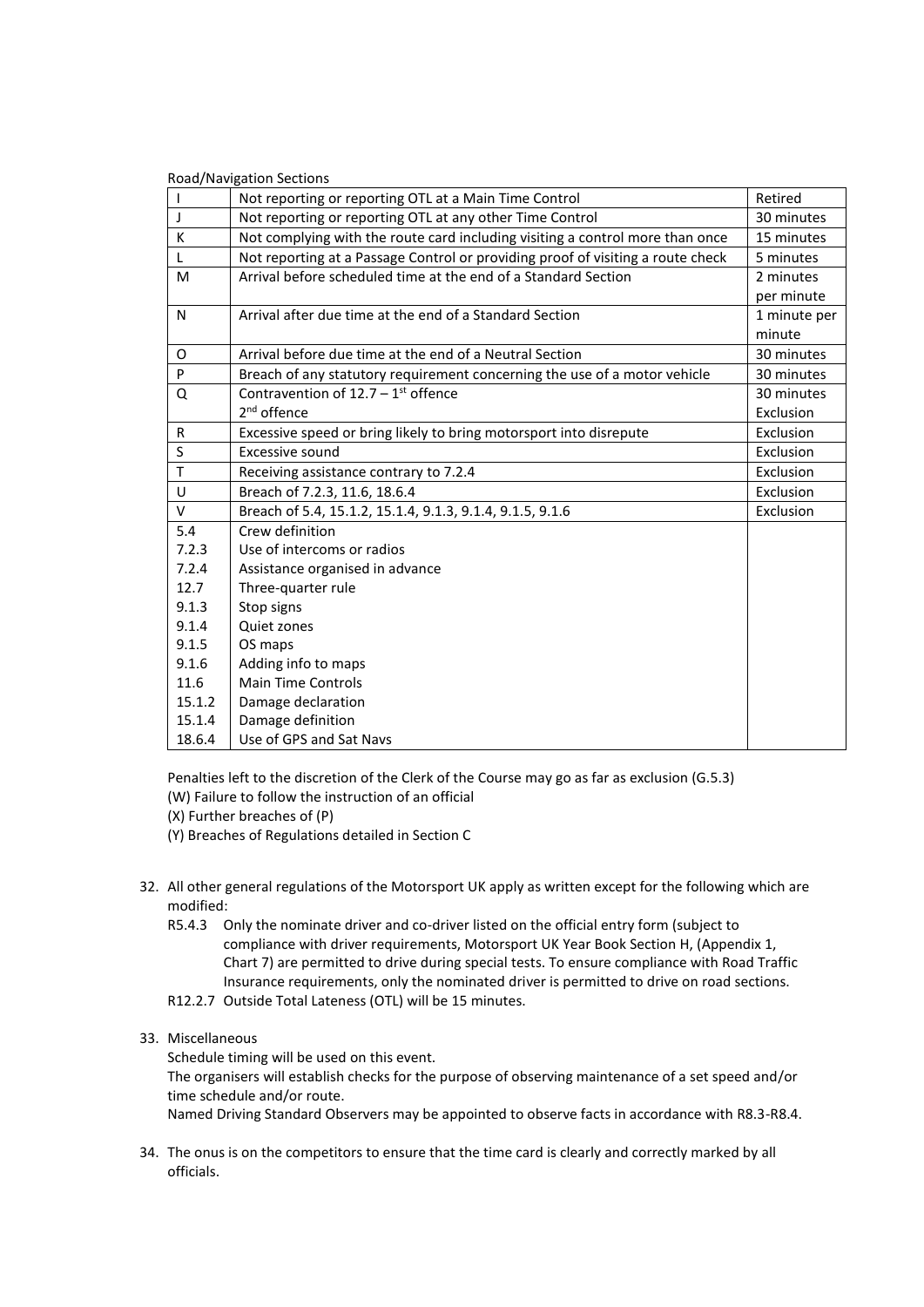Road/Navigation Sections

| | | |
|---|---|---|
| I | Not reporting or reporting OTL at a Main Time Control | Retired |
| J | Not reporting or reporting OTL at any other Time Control | 30 minutes |
| K | Not complying with the route card including visiting a control more than once | 15 minutes |
| L | Not reporting at a Passage Control or providing proof of visiting a route check | 5 minutes |
| M | Arrival before scheduled time at the end of a Standard Section | 2 minutes per minute |
| N | Arrival after due time at the end of a Standard Section | 1 minute per minute |
| O | Arrival before due time at the end of a Neutral Section | 30 minutes |
| P | Breach of any statutory requirement concerning the use of a motor vehicle | 30 minutes |
| Q | Contravention of 12.7 – 1st offence<br>2nd offence | 30 minutes<br>Exclusion |
| R | Excessive speed or bring likely to bring motorsport into disrepute | Exclusion |
| S | Excessive sound | Exclusion |
| T | Receiving assistance contrary to 7.2.4 | Exclusion |
| U | Breach of 7.2.3, 11.6, 18.6.4 | Exclusion |
| V | Breach of 5.4, 15.1.2, 15.1.4, 9.1.3, 9.1.4, 9.1.5, 9.1.6 | Exclusion |
| 5.4<br>7.2.3<br>7.2.4<br>12.7<br>9.1.3<br>9.1.4<br>9.1.5<br>9.1.6<br>11.6<br>15.1.2<br>15.1.4<br>18.6.4 | Crew definition<br>Use of intercoms or radios<br>Assistance organised in advance<br>Three-quarter rule<br>Stop signs<br>Quiet zones<br>OS maps<br>Adding info to maps<br>Main Time Controls<br>Damage declaration<br>Damage definition<br>Use of GPS and Sat Navs | |

Penalties left to the discretion of the Clerk of the Course may go as far as exclusion (G.5.3)
(W) Failure to follow the instruction of an official
(X) Further breaches of (P)
(Y) Breaches of Regulations detailed in Section C

32. All other general regulations of the Motorsport UK apply as written except for the following which are modified:
    R5.4.3 Only the nominate driver and co-driver listed on the official entry form (subject to compliance with driver requirements, Motorsport UK Year Book Section H, (Appendix 1, Chart 7) are permitted to drive during special tests. To ensure compliance with Road Traffic Insurance requirements, only the nominated driver is permitted to drive on road sections.
    R12.2.7 Outside Total Lateness (OTL) will be 15 minutes.

33. Miscellaneous
    Schedule timing will be used on this event.
    The organisers will establish checks for the purpose of observing maintenance of a set speed and/or time schedule and/or route.
    Named Driving Standard Observers may be appointed to observe facts in accordance with R8.3-R8.4.

34. The onus is on the competitors to ensure that the time card is clearly and correctly marked by all officials.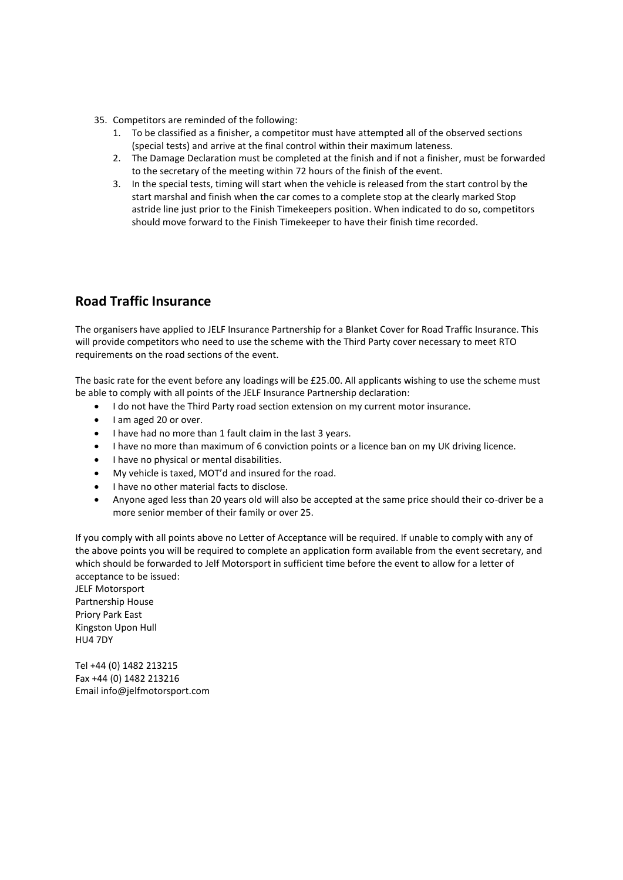35. Competitors are reminded of the following:
    1. To be classified as a finisher, a competitor must have attempted all of the observed sections (special tests) and arrive at the final control within their maximum lateness.
    2. The Damage Declaration must be completed at the finish and if not a finisher, must be forwarded to the secretary of the meeting within 72 hours of the finish of the event.
    3. In the special tests, timing will start when the vehicle is released from the start control by the start marshal and finish when the car comes to a complete stop at the clearly marked Stop astride line just prior to the Finish Timekeepers position. When indicated to do so, competitors should move forward to the Finish Timekeeper to have their finish time recorded.

## Road Traffic Insurance

The organisers have applied to JELF Insurance Partnership for a Blanket Cover for Road Traffic Insurance. This will provide competitors who need to use the scheme with the Third Party cover necessary to meet RTO requirements on the road sections of the event.

The basic rate for the event before any loadings will be £25.00. All applicants wishing to use the scheme must be able to comply with all points of the JELF Insurance Partnership declaration:

- I do not have the Third Party road section extension on my current motor insurance.
- I am aged 20 or over.
- I have had no more than 1 fault claim in the last 3 years.
- I have no more than maximum of 6 conviction points or a licence ban on my UK driving licence.
- I have no physical or mental disabilities.
- My vehicle is taxed, MOT'd and insured for the road.
- I have no other material facts to disclose.
- Anyone aged less than 20 years old will also be accepted at the same price should their co-driver be a more senior member of their family or over 25.

If you comply with all points above no Letter of Acceptance will be required. If unable to comply with any of the above points you will be required to complete an application form available from the event secretary, and which should be forwarded to Jelf Motorsport in sufficient time before the event to allow for a letter of acceptance to be issued:
JELF Motorsport
Partnership House
Priory Park East
Kingston Upon Hull
HU4 7DY

Tel +44 (0) 1482 213215
Fax +44 (0) 1482 213216
Email info@jelfmotorsport.com